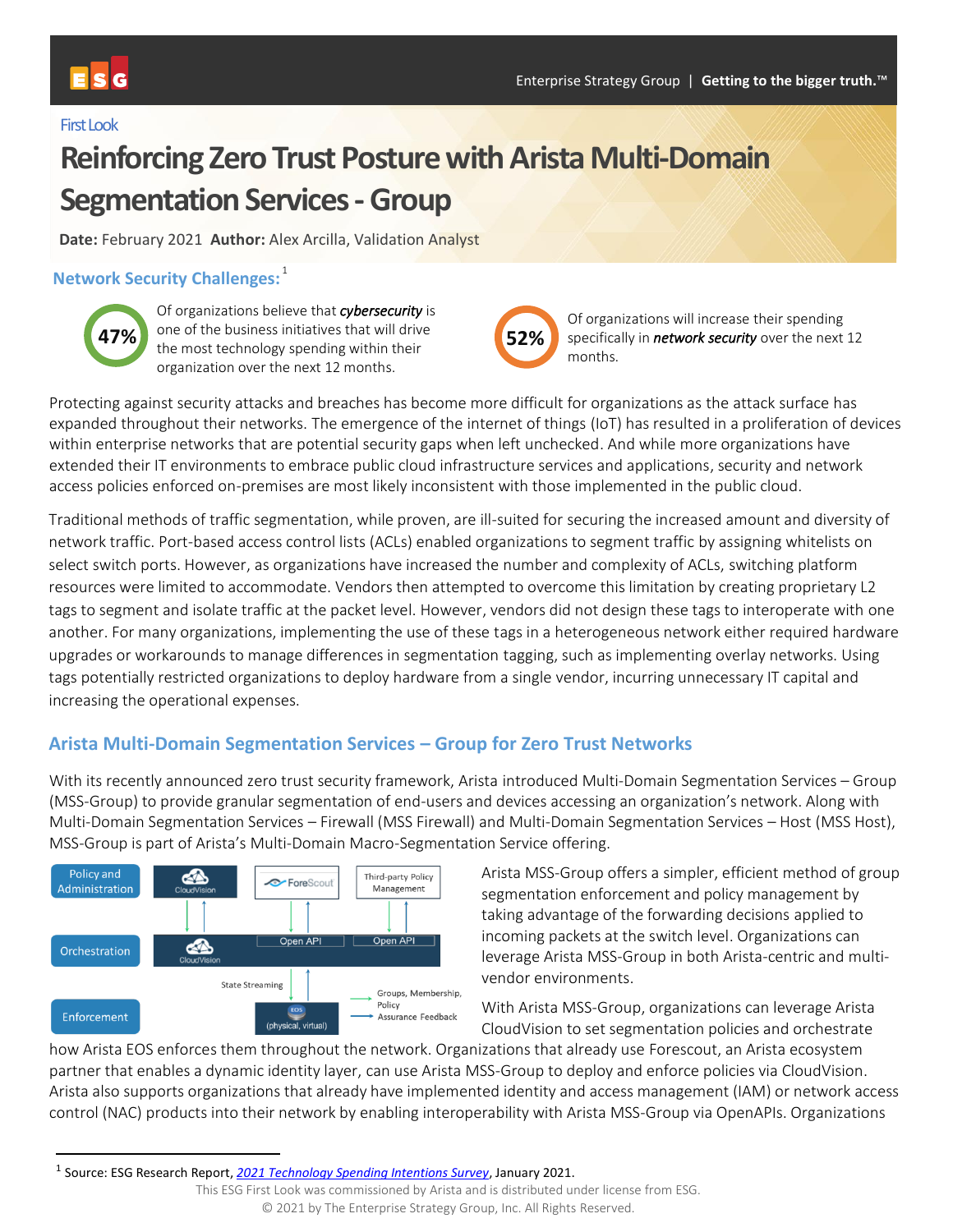First Look

# Reinforcing Zero Trust Posture with Arista Multi-Domain Segmentation Services - Group

**Date:** February 2021 **Author:** Alex Arcilla, Validation Analyst

## Network Security Challenges:[1]

**47%** Of organizations believe that ***cybersecurity*** is one of the business initiatives that will drive the most technology spending within their organization over the next 12 months.

**52%** Of organizations will increase their spending specifically in ***network security*** over the next 12 months.

Protecting against security attacks and breaches has become more difficult for organizations as the attack surface has expanded throughout their networks. The emergence of the internet of things (IoT) has resulted in a proliferation of devices within enterprise networks that are potential security gaps when left unchecked. And while more organizations have extended their IT environments to embrace public cloud infrastructure services and applications, security and network access policies enforced on-premises are most likely inconsistent with those implemented in the public cloud.

Traditional methods of traffic segmentation, while proven, are ill-suited for securing the increased amount and diversity of network traffic. Port-based access control lists (ACLs) enabled organizations to segment traffic by assigning whitelists on select switch ports. However, as organizations have increased the number and complexity of ACLs, switching platform resources were limited to accommodate. Vendors then attempted to overcome this limitation by creating proprietary L2 tags to segment and isolate traffic at the packet level. However, vendors did not design these tags to interoperate with one another. For many organizations, implementing the use of these tags in a heterogeneous network either required hardware upgrades or workarounds to manage differences in segmentation tagging, such as implementing overlay networks. Using tags potentially restricted organizations to deploy hardware from a single vendor, incurring unnecessary IT capital and increasing the operational expenses.

## Arista Multi-Domain Segmentation Services – Group for Zero Trust Networks

With its recently announced zero trust security framework, Arista introduced Multi-Domain Segmentation Services – Group (MSS-Group) to provide granular segmentation of end-users and devices accessing an organization's network. Along with Multi-Domain Segmentation Services – Firewall (MSS Firewall) and Multi-Domain Segmentation Services – Host (MSS Host), MSS-Group is part of Arista's Multi-Domain Macro-Segmentation Service offering.

Policy and Administration: CloudVision | ForeScout | Third-party Policy Management

Orchestration: CloudVision | Open API | Open API

Enforcement: EOS (physical, virtual)

State Streaming — Groups, Membership, Policy — Assurance Feedback

Arista MSS-Group offers a simpler, efficient method of group segmentation enforcement and policy management by taking advantage of the forwarding decisions applied to incoming packets at the switch level. Organizations can leverage Arista MSS-Group in both Arista-centric and multi-vendor environments.

With Arista MSS-Group, organizations can leverage Arista CloudVision to set segmentation policies and orchestrate how Arista EOS enforces them throughout the network. Organizations that already use Forescout, an Arista ecosystem partner that enables a dynamic identity layer, can use Arista MSS-Group to deploy and enforce policies via CloudVision. Arista also supports organizations that already have implemented identity and access management (IAM) or network access control (NAC) products into their network by enabling interoperability with Arista MSS-Group via OpenAPIs. Organizations

[1] Source: ESG Research Report, *2021 Technology Spending Intentions Survey*, January 2021.

This ESG First Look was commissioned by Arista and is distributed under license from ESG.
© 2021 by The Enterprise Strategy Group, Inc. All Rights Reserved.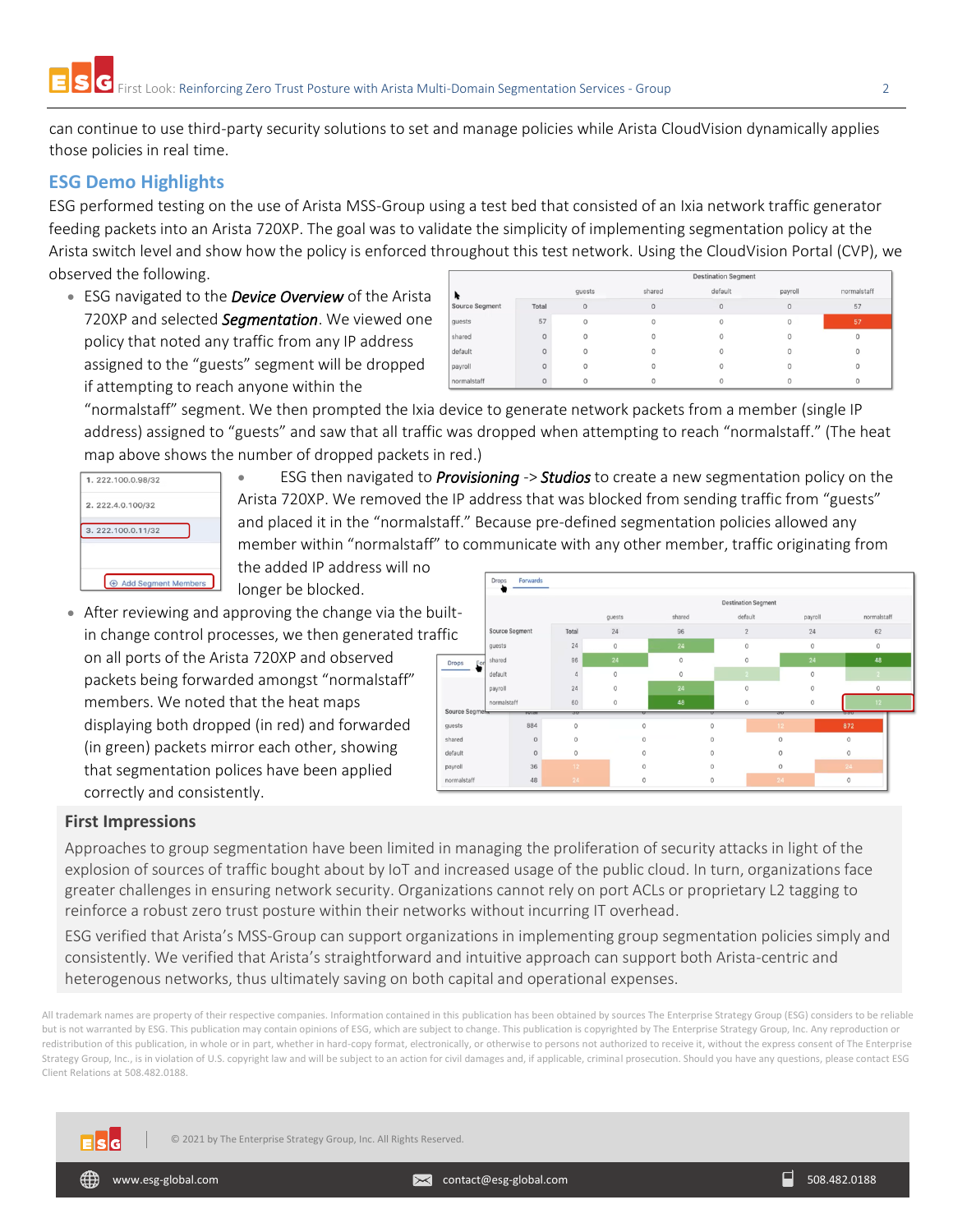can continue to use third-party security solutions to set and manage policies while Arista CloudVision dynamically applies those policies in real time.

## ESG Demo Highlights

ESG performed testing on the use of Arista MSS-Group using a test bed that consisted of an Ixia network traffic generator feeding packets into an Arista 720XP. The goal was to validate the simplicity of implementing segmentation policy at the Arista switch level and show how the policy is enforced throughout this test network. Using the CloudVision Portal (CVP), we observed the following.

| | | Destination Segment | | | | |
|---|---|---|---|---|---|---|
| | | guests | shared | default | payroll | normalstaff |
| Source Segment | Total | 0 | 0 | 0 | 0 | 57 |
| guests | 57 | 0 | 0 | 0 | 0 | 57 |
| shared | 0 | 0 | 0 | 0 | 0 | 0 |
| default | 0 | 0 | 0 | 0 | 0 | 0 |
| payroll | 0 | 0 | 0 | 0 | 0 | 0 |
| normalstaff | 0 | 0 | 0 | 0 | 0 | 0 |

- ESG navigated to the ***Device Overview*** of the Arista 720XP and selected ***Segmentation***. We viewed one policy that noted any traffic from any IP address assigned to the "guests" segment will be dropped if attempting to reach anyone within the "normalstaff" segment. We then prompted the Ixia device to generate network packets from a member (single IP address) assigned to "guests" and saw that all traffic was dropped when attempting to reach "normalstaff." (The heat map above shows the number of dropped packets in red.)

1. 222.100.0.98/32
2. 222.4.0.100/32
3. 222.100.0.11/32

Add Segment Members

- ESG then navigated to ***Provisioning*** -> ***Studios*** to create a new segmentation policy on the Arista 720XP. We removed the IP address that was blocked from sending traffic from "guests" and placed it in the "normalstaff." Because pre-defined segmentation policies allowed any member within "normalstaff" to communicate with any other member, traffic originating from the added IP address will no longer be blocked.

Drops | Forwards

| | | Destination Segment | | | | |
|---|---|---|---|---|---|---|
| | | guests | shared | default | payroll | normalstaff |
| Source Segment | Total | 24 | 96 | 2 | 24 | 62 |
| guests | 24 | 0 | 24 | 0 | 0 | 0 |
| shared | 96 | 24 | 0 | 0 | 24 | 48 |
| default | 4 | 0 | 0 | 2 | 0 | 2 |
| payroll | 24 | 0 | 24 | 0 | 0 | 0 |
| normalstaff | 60 | 0 | 48 | 0 | 0 | 12 |

- After reviewing and approving the change via the built-in change control processes, we then generated traffic on all ports of the Arista 720XP and observed packets being forwarded amongst "normalstaff" members. We noted that the heat maps displaying both dropped (in red) and forwarded (in green) packets mirror each other, showing that segmentation polices have been applied correctly and consistently.

### First Impressions

Approaches to group segmentation have been limited in managing the proliferation of security attacks in light of the explosion of sources of traffic bought about by IoT and increased usage of the public cloud. In turn, organizations face greater challenges in ensuring network security. Organizations cannot rely on port ACLs or proprietary L2 tagging to reinforce a robust zero trust posture within their networks without incurring IT overhead.

ESG verified that Arista's MSS-Group can support organizations in implementing group segmentation policies simply and consistently. We verified that Arista's straightforward and intuitive approach can support both Arista-centric and heterogenous networks, thus ultimately saving on both capital and operational expenses.

All trademark names are property of their respective companies. Information contained in this publication has been obtained by sources The Enterprise Strategy Group (ESG) considers to be reliable but is not warranted by ESG. This publication may contain opinions of ESG, which are subject to change. This publication is copyrighted by The Enterprise Strategy Group, Inc. Any reproduction or redistribution of this publication, in whole or in part, whether in hard-copy format, electronically, or otherwise to persons not authorized to receive it, without the express consent of The Enterprise Strategy Group, Inc., is in violation of U.S. copyright law and will be subject to an action for civil damages and, if applicable, criminal prosecution. Should you have any questions, please contact ESG Client Relations at 508.482.0188.

© 2021 by The Enterprise Strategy Group, Inc. All Rights Reserved.